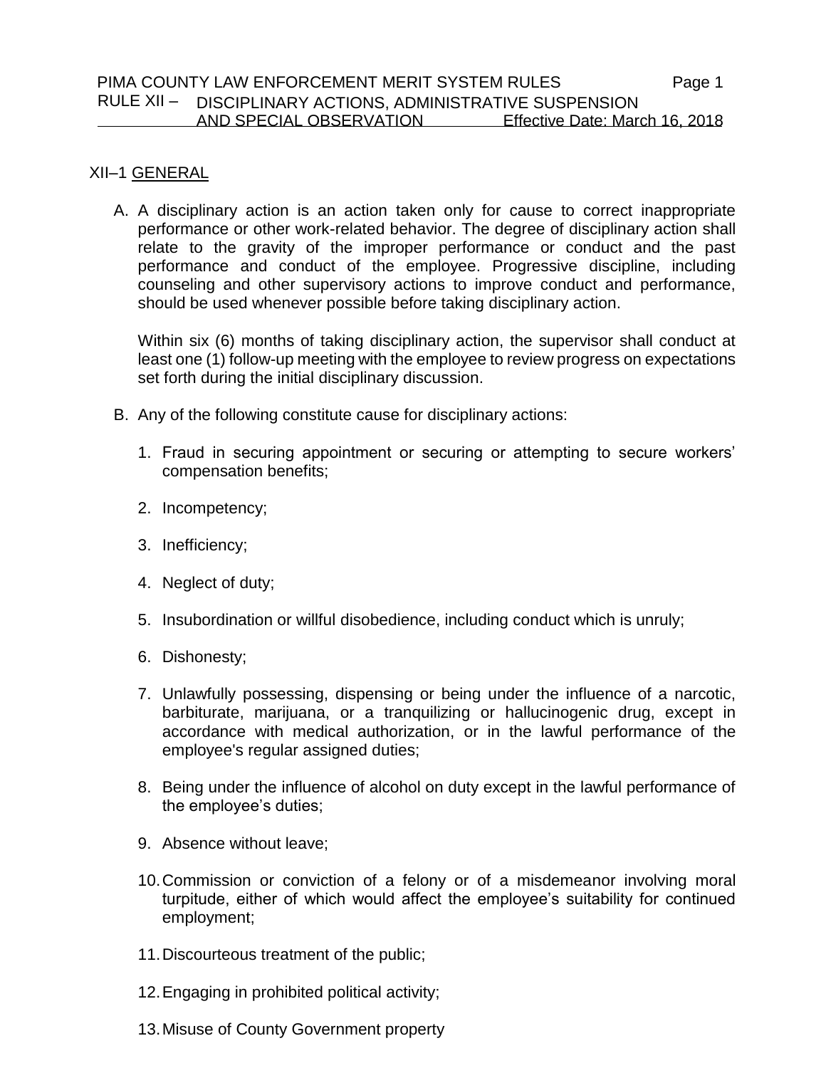# PIMA COUNTY LAW ENFORCEMENT MERIT SYSTEM RULES

## RULE XII – DISCIPLINARY ACTIONS, ADMINISTRATIVE SUSPENSION AND SPECIAL OBSERVATION

Effective Date: March 16, 2018

### XII–1 GENERAL

A. A disciplinary action is an action taken only for cause to correct inappropriate performance or other work-related behavior. The degree of disciplinary action shall relate to the gravity of the improper performance or conduct and the past performance and conduct of the employee. Progressive discipline, including counseling and other supervisory actions to improve conduct and performance, should be used whenever possible before taking disciplinary action.

   Within six (6) months of taking disciplinary action, the supervisor shall conduct at least one (1) follow-up meeting with the employee to review progress on expectations set forth during the initial disciplinary discussion.

B. Any of the following constitute cause for disciplinary actions:

   1. Fraud in securing appointment or securing or attempting to secure workers' compensation benefits;
   2. Incompetency;
   3. Inefficiency;
   4. Neglect of duty;
   5. Insubordination or willful disobedience, including conduct which is unruly;
   6. Dishonesty;
   7. Unlawfully possessing, dispensing or being under the influence of a narcotic, barbiturate, marijuana, or a tranquilizing or hallucinogenic drug, except in accordance with medical authorization, or in the lawful performance of the employee's regular assigned duties;
   8. Being under the influence of alcohol on duty except in the lawful performance of the employee's duties;
   9. Absence without leave;
   10. Commission or conviction of a felony or of a misdemeanor involving moral turpitude, either of which would affect the employee's suitability for continued employment;
   11. Discourteous treatment of the public;
   12. Engaging in prohibited political activity;
   13. Misuse of County Government property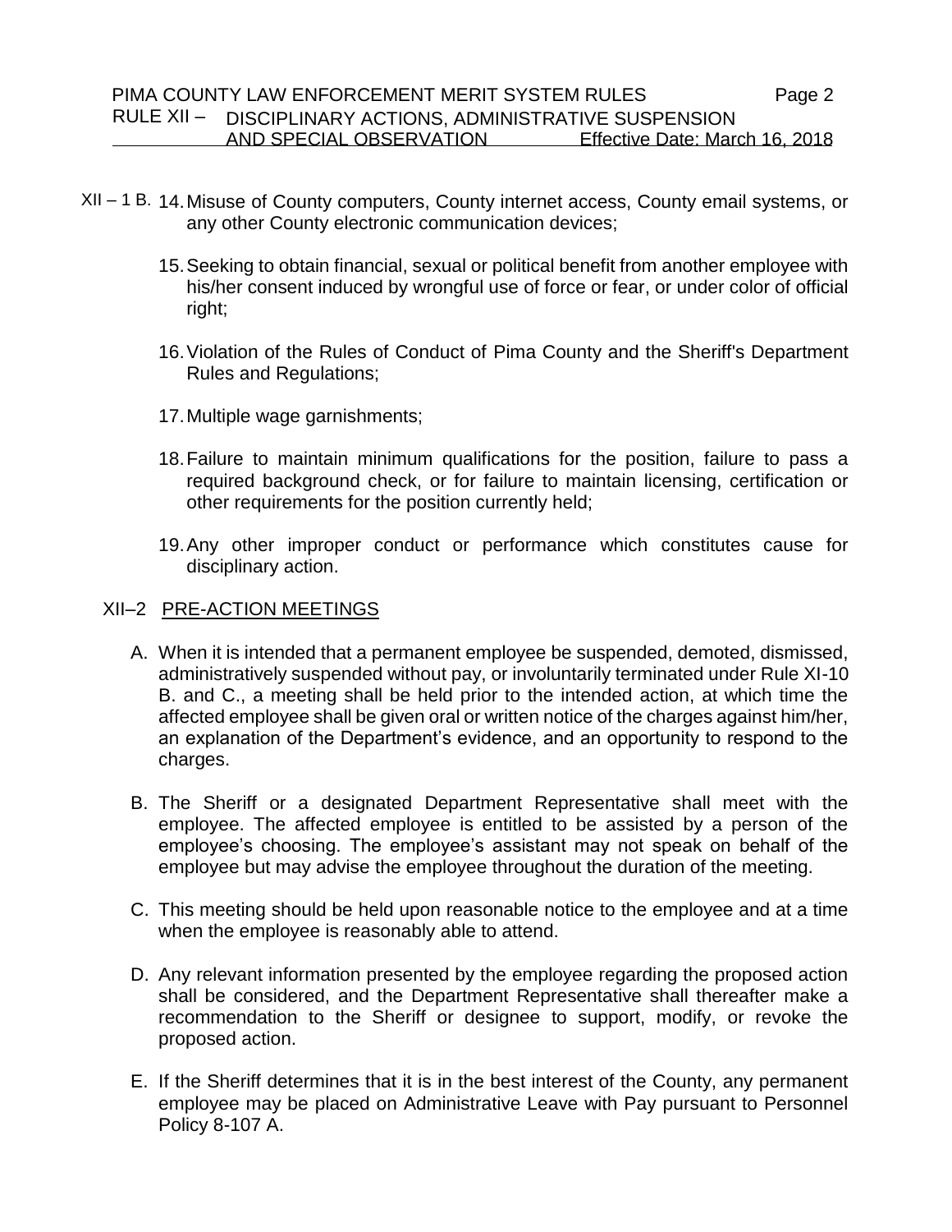XII – 1 B.

14. Misuse of County computers, County internet access, County email systems, or any other County electronic communication devices;

15. Seeking to obtain financial, sexual or political benefit from another employee with his/her consent induced by wrongful use of force or fear, or under color of official right;

16. Violation of the Rules of Conduct of Pima County and the Sheriff's Department Rules and Regulations;

17. Multiple wage garnishments;

18. Failure to maintain minimum qualifications for the position, failure to pass a required background check, or for failure to maintain licensing, certification or other requirements for the position currently held;

19. Any other improper conduct or performance which constitutes cause for disciplinary action.

## XII–2 PRE-ACTION MEETINGS

A. When it is intended that a permanent employee be suspended, demoted, dismissed, administratively suspended without pay, or involuntarily terminated under Rule XI-10 B. and C., a meeting shall be held prior to the intended action, at which time the affected employee shall be given oral or written notice of the charges against him/her, an explanation of the Department's evidence, and an opportunity to respond to the charges.

B. The Sheriff or a designated Department Representative shall meet with the employee. The affected employee is entitled to be assisted by a person of the employee's choosing. The employee's assistant may not speak on behalf of the employee but may advise the employee throughout the duration of the meeting.

C. This meeting should be held upon reasonable notice to the employee and at a time when the employee is reasonably able to attend.

D. Any relevant information presented by the employee regarding the proposed action shall be considered, and the Department Representative shall thereafter make a recommendation to the Sheriff or designee to support, modify, or revoke the proposed action.

E. If the Sheriff determines that it is in the best interest of the County, any permanent employee may be placed on Administrative Leave with Pay pursuant to Personnel Policy 8-107 A.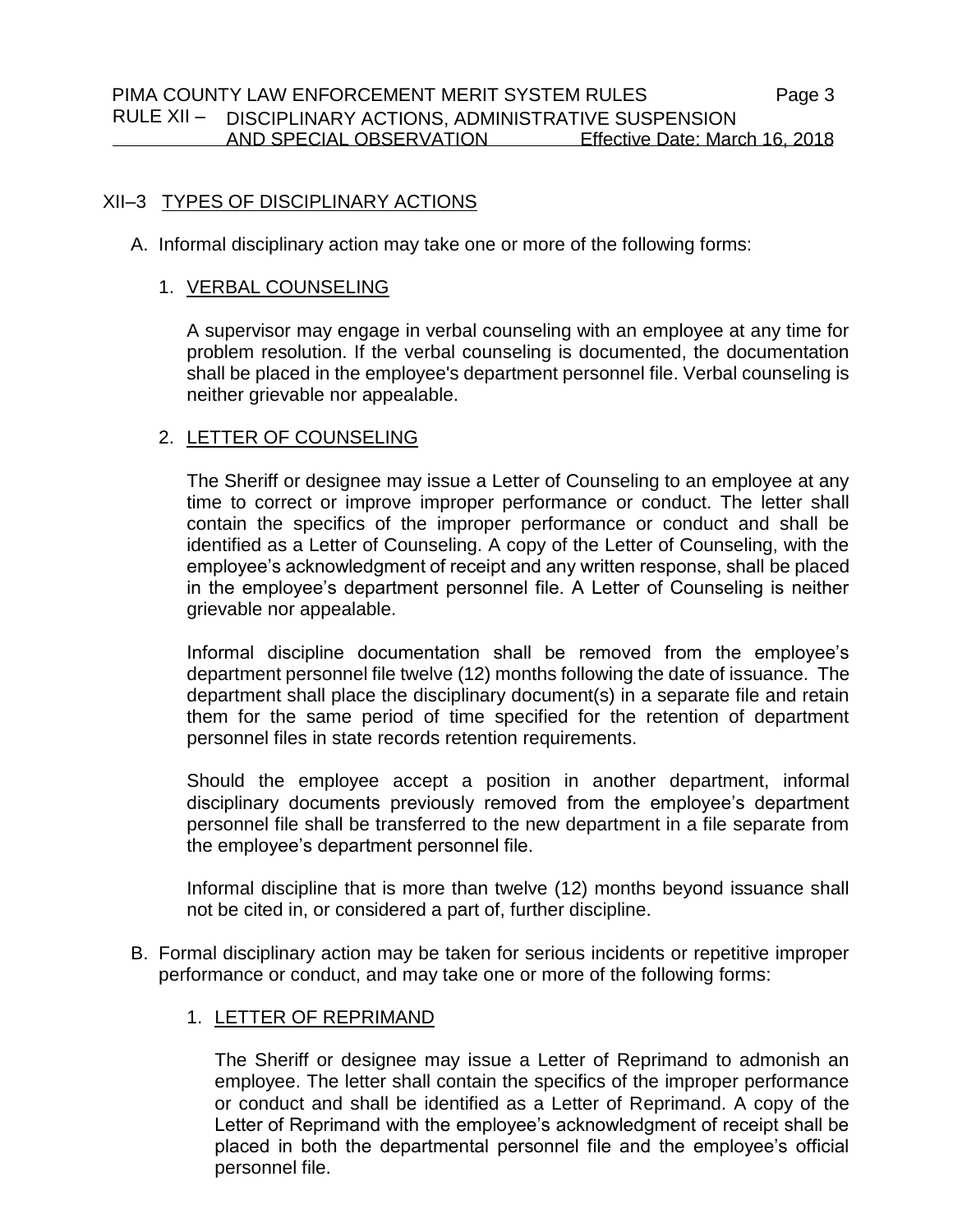## XII–3 TYPES OF DISCIPLINARY ACTIONS

A. Informal disciplinary action may take one or more of the following forms:

1. VERBAL COUNSELING

   A supervisor may engage in verbal counseling with an employee at any time for problem resolution. If the verbal counseling is documented, the documentation shall be placed in the employee's department personnel file. Verbal counseling is neither grievable nor appealable.

2. LETTER OF COUNSELING

   The Sheriff or designee may issue a Letter of Counseling to an employee at any time to correct or improve improper performance or conduct. The letter shall contain the specifics of the improper performance or conduct and shall be identified as a Letter of Counseling. A copy of the Letter of Counseling, with the employee's acknowledgment of receipt and any written response, shall be placed in the employee's department personnel file. A Letter of Counseling is neither grievable nor appealable.

   Informal discipline documentation shall be removed from the employee's department personnel file twelve (12) months following the date of issuance. The department shall place the disciplinary document(s) in a separate file and retain them for the same period of time specified for the retention of department personnel files in state records retention requirements.

   Should the employee accept a position in another department, informal disciplinary documents previously removed from the employee's department personnel file shall be transferred to the new department in a file separate from the employee's department personnel file.

   Informal discipline that is more than twelve (12) months beyond issuance shall not be cited in, or considered a part of, further discipline.

B. Formal disciplinary action may be taken for serious incidents or repetitive improper performance or conduct, and may take one or more of the following forms:

1. LETTER OF REPRIMAND

   The Sheriff or designee may issue a Letter of Reprimand to admonish an employee. The letter shall contain the specifics of the improper performance or conduct and shall be identified as a Letter of Reprimand. A copy of the Letter of Reprimand with the employee's acknowledgment of receipt shall be placed in both the departmental personnel file and the employee's official personnel file.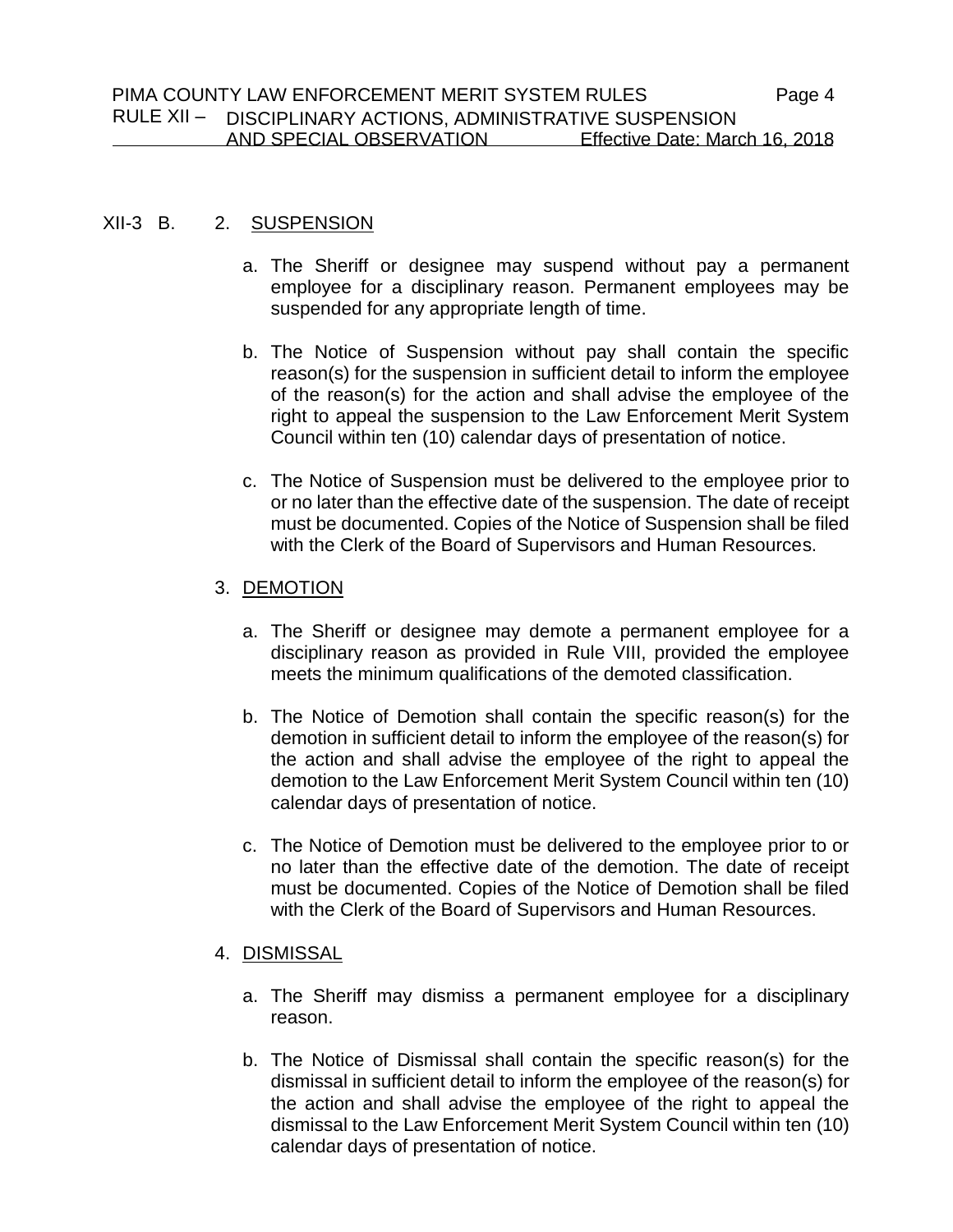XII-3 B. 2. SUSPENSION

a. The Sheriff or designee may suspend without pay a permanent employee for a disciplinary reason. Permanent employees may be suspended for any appropriate length of time.

b. The Notice of Suspension without pay shall contain the specific reason(s) for the suspension in sufficient detail to inform the employee of the reason(s) for the action and shall advise the employee of the right to appeal the suspension to the Law Enforcement Merit System Council within ten (10) calendar days of presentation of notice.

c. The Notice of Suspension must be delivered to the employee prior to or no later than the effective date of the suspension. The date of receipt must be documented. Copies of the Notice of Suspension shall be filed with the Clerk of the Board of Supervisors and Human Resources.

3. DEMOTION

a. The Sheriff or designee may demote a permanent employee for a disciplinary reason as provided in Rule VIII, provided the employee meets the minimum qualifications of the demoted classification.

b. The Notice of Demotion shall contain the specific reason(s) for the demotion in sufficient detail to inform the employee of the reason(s) for the action and shall advise the employee of the right to appeal the demotion to the Law Enforcement Merit System Council within ten (10) calendar days of presentation of notice.

c. The Notice of Demotion must be delivered to the employee prior to or no later than the effective date of the demotion. The date of receipt must be documented. Copies of the Notice of Demotion shall be filed with the Clerk of the Board of Supervisors and Human Resources.

4. DISMISSAL

a. The Sheriff may dismiss a permanent employee for a disciplinary reason.

b. The Notice of Dismissal shall contain the specific reason(s) for the dismissal in sufficient detail to inform the employee of the reason(s) for the action and shall advise the employee of the right to appeal the dismissal to the Law Enforcement Merit System Council within ten (10) calendar days of presentation of notice.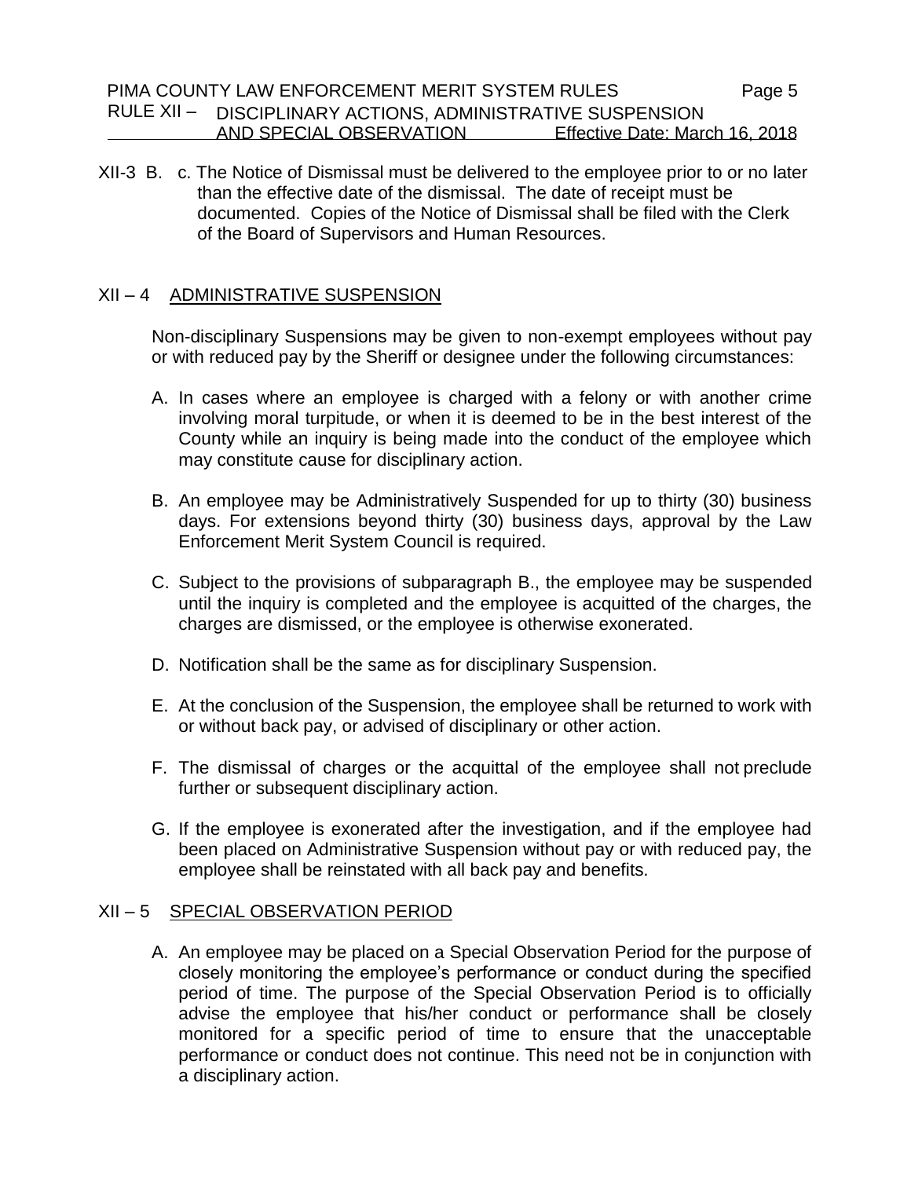XII-3 B. c. The Notice of Dismissal must be delivered to the employee prior to or no later than the effective date of the dismissal. The date of receipt must be documented. Copies of the Notice of Dismissal shall be filed with the Clerk of the Board of Supervisors and Human Resources.

## XII – 4 ADMINISTRATIVE SUSPENSION

Non-disciplinary Suspensions may be given to non-exempt employees without pay or with reduced pay by the Sheriff or designee under the following circumstances:

A. In cases where an employee is charged with a felony or with another crime involving moral turpitude, or when it is deemed to be in the best interest of the County while an inquiry is being made into the conduct of the employee which may constitute cause for disciplinary action.

B. An employee may be Administratively Suspended for up to thirty (30) business days. For extensions beyond thirty (30) business days, approval by the Law Enforcement Merit System Council is required.

C. Subject to the provisions of subparagraph B., the employee may be suspended until the inquiry is completed and the employee is acquitted of the charges, the charges are dismissed, or the employee is otherwise exonerated.

D. Notification shall be the same as for disciplinary Suspension.

E. At the conclusion of the Suspension, the employee shall be returned to work with or without back pay, or advised of disciplinary or other action.

F. The dismissal of charges or the acquittal of the employee shall not preclude further or subsequent disciplinary action.

G. If the employee is exonerated after the investigation, and if the employee had been placed on Administrative Suspension without pay or with reduced pay, the employee shall be reinstated with all back pay and benefits.

## XII – 5 SPECIAL OBSERVATION PERIOD

A. An employee may be placed on a Special Observation Period for the purpose of closely monitoring the employee's performance or conduct during the specified period of time. The purpose of the Special Observation Period is to officially advise the employee that his/her conduct or performance shall be closely monitored for a specific period of time to ensure that the unacceptable performance or conduct does not continue. This need not be in conjunction with a disciplinary action.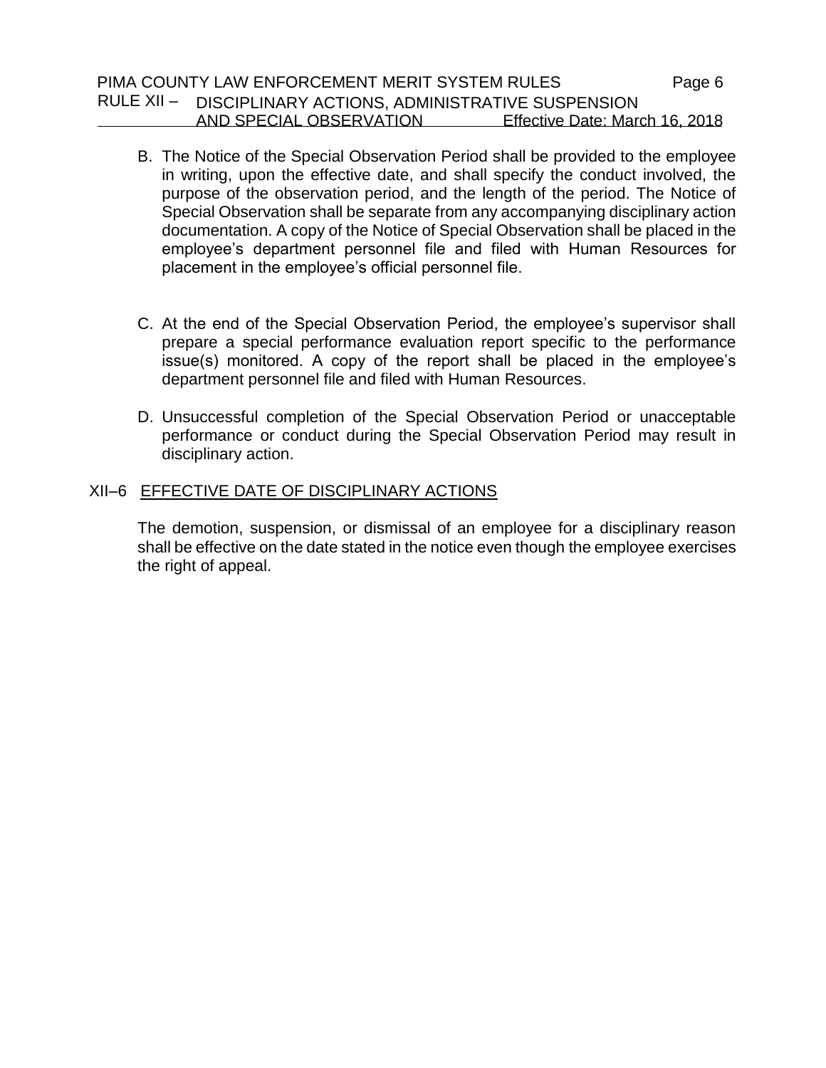B. The Notice of the Special Observation Period shall be provided to the employee in writing, upon the effective date, and shall specify the conduct involved, the purpose of the observation period, and the length of the period. The Notice of Special Observation shall be separate from any accompanying disciplinary action documentation. A copy of the Notice of Special Observation shall be placed in the employee's department personnel file and filed with Human Resources for placement in the employee's official personnel file.

C. At the end of the Special Observation Period, the employee's supervisor shall prepare a special performance evaluation report specific to the performance issue(s) monitored. A copy of the report shall be placed in the employee's department personnel file and filed with Human Resources.

D. Unsuccessful completion of the Special Observation Period or unacceptable performance or conduct during the Special Observation Period may result in disciplinary action.

## XII–6 EFFECTIVE DATE OF DISCIPLINARY ACTIONS

The demotion, suspension, or dismissal of an employee for a disciplinary reason shall be effective on the date stated in the notice even though the employee exercises the right of appeal.